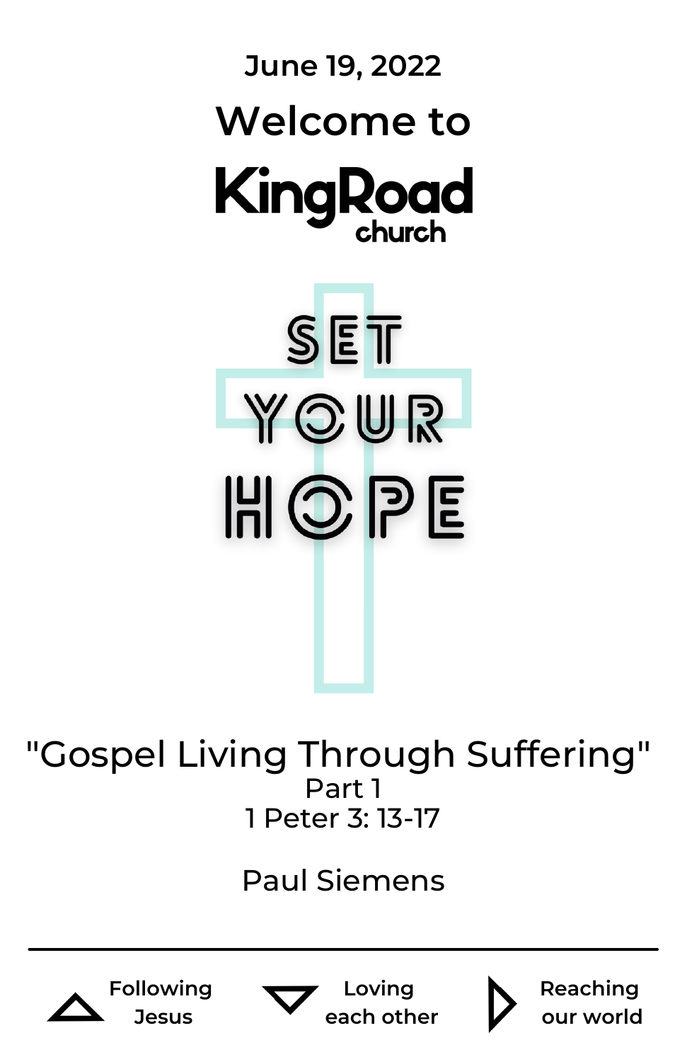June 19, 2022

# Welcome to

# KingRoad church

SET YOUR HOPE

## "Gospel Living Through Suffering"

Part 1

1 Peter 3: 13-17

Paul Siemens

---

Following Jesus

Loving each other

Reaching our world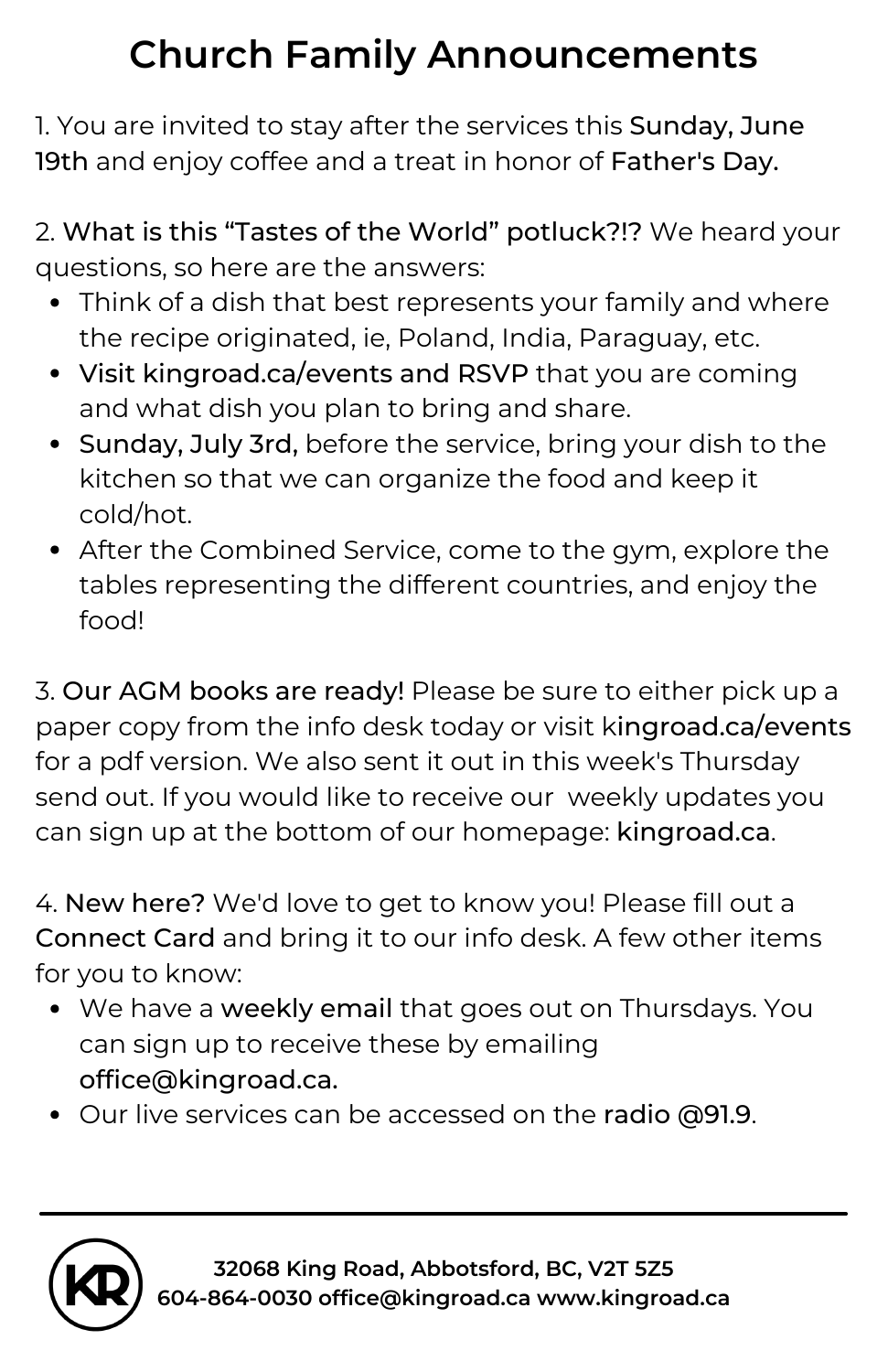# Church Family Announcements

1. You are invited to stay after the services this Sunday, June 19th and enjoy coffee and a treat in honor of Father's Day.

2. What is this "Tastes of the World" potluck?!? We heard your questions, so here are the answers:
   - Think of a dish that best represents your family and where the recipe originated, ie, Poland, India, Paraguay, etc.
   - Visit kingroad.ca/events and RSVP that you are coming and what dish you plan to bring and share.
   - Sunday, July 3rd, before the service, bring your dish to the kitchen so that we can organize the food and keep it cold/hot.
   - After the Combined Service, come to the gym, explore the tables representing the different countries, and enjoy the food!

3. Our AGM books are ready! Please be sure to either pick up a paper copy from the info desk today or visit kingroad.ca/events for a pdf version. We also sent it out in this week's Thursday send out. If you would like to receive our weekly updates you can sign up at the bottom of our homepage: kingroad.ca.

4. New here? We'd love to get to know you! Please fill out a Connect Card and bring it to our info desk. A few other items for you to know:
   - We have a weekly email that goes out on Thursdays. You can sign up to receive these by emailing office@kingroad.ca.
   - Our live services can be accessed on the radio @91.9.

---

32068 King Road, Abbotsford, BC, V2T 5Z5
604-864-0030 office@kingroad.ca www.kingroad.ca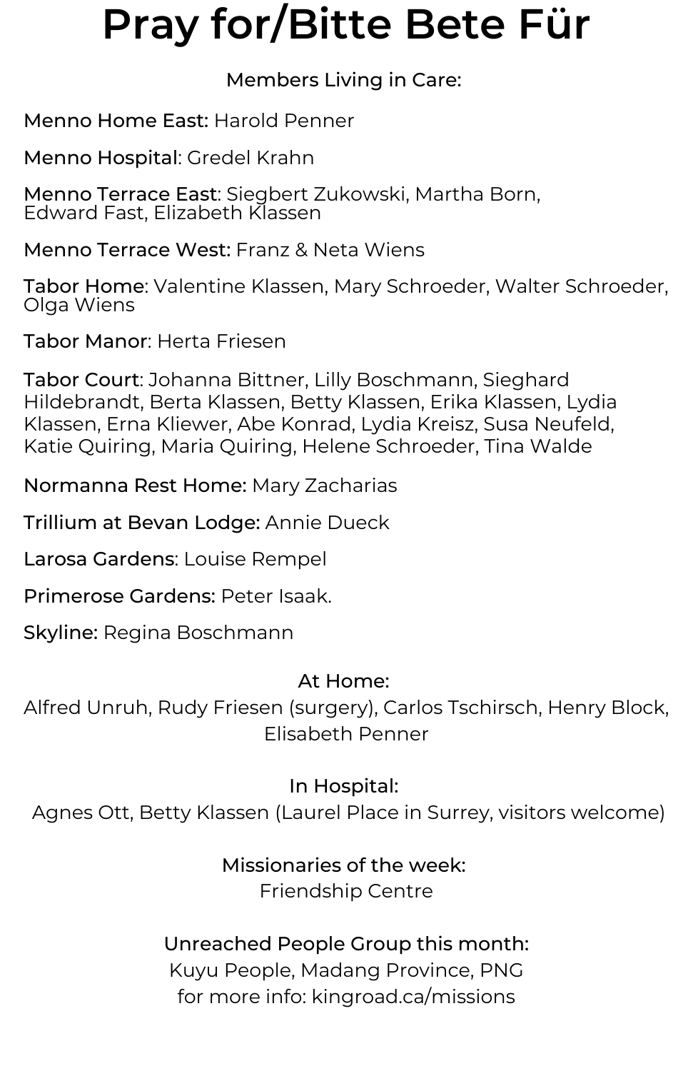# Pray for/Bitte Bete Für

Members Living in Care:

**Menno Home East:** Harold Penner

**Menno Hospital**: Gredel Krahn

**Menno Terrace East**: Siegbert Zukowski, Martha Born, Edward Fast, Elizabeth Klassen

**Menno Terrace West:** Franz & Neta Wiens

**Tabor Home**: Valentine Klassen, Mary Schroeder, Walter Schroeder, Olga Wiens

**Tabor Manor**: Herta Friesen

**Tabor Court**: Johanna Bittner, Lilly Boschmann, Sieghard Hildebrandt, Berta Klassen, Betty Klassen, Erika Klassen, Lydia Klassen, Erna Kliewer, Abe Konrad, Lydia Kreisz, Susa Neufeld, Katie Quiring, Maria Quiring, Helene Schroeder, Tina Walde

**Normanna Rest Home:** Mary Zacharias

**Trillium at Bevan Lodge:** Annie Dueck

**Larosa Gardens**: Louise Rempel

**Primerose Gardens:** Peter Isaak.

**Skyline:** Regina Boschmann

At Home:

Alfred Unruh, Rudy Friesen (surgery), Carlos Tschirsch, Henry Block, Elisabeth Penner

In Hospital:

Agnes Ott, Betty Klassen (Laurel Place in Surrey, visitors welcome)

Missionaries of the week:

Friendship Centre

Unreached People Group this month:

Kuyu People, Madang Province, PNG

for more info: kingroad.ca/missions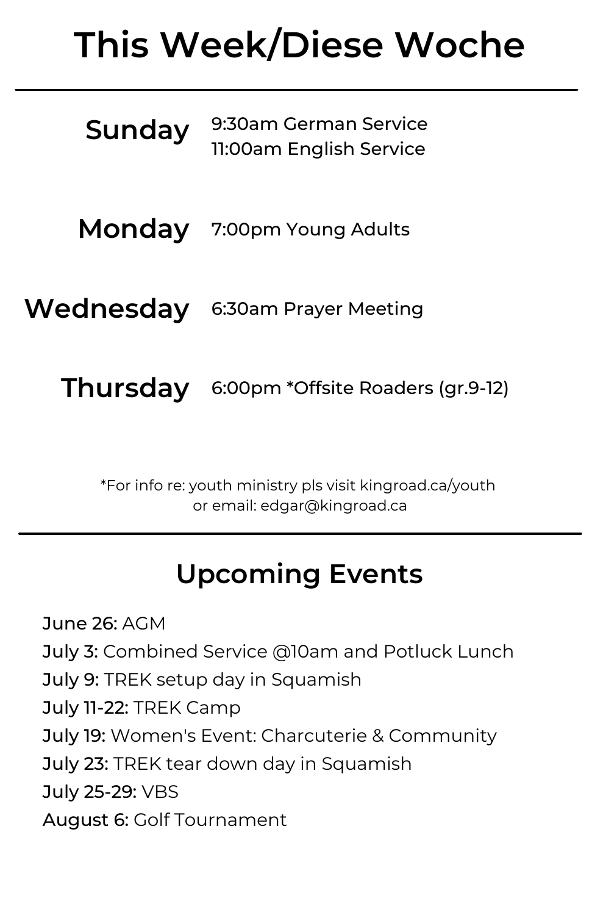# This Week/Diese Woche

---

**Sunday**
9:30am German Service
11:00am English Service

**Monday**
7:00pm Young Adults

**Wednesday**
6:30am Prayer Meeting

**Thursday**
6:00pm *Offsite Roaders (gr.9-12)

*For info re: youth ministry pls visit kingroad.ca/youth
or email: edgar@kingroad.ca

---

## Upcoming Events

**June 26:** AGM
**July 3:** Combined Service @10am and Potluck Lunch
**July 9:** TREK setup day in Squamish
**July 11-22:** TREK Camp
**July 19:** Women's Event: Charcuterie & Community
**July 23:** TREK tear down day in Squamish
**July 25-29:** VBS
**August 6:** Golf Tournament